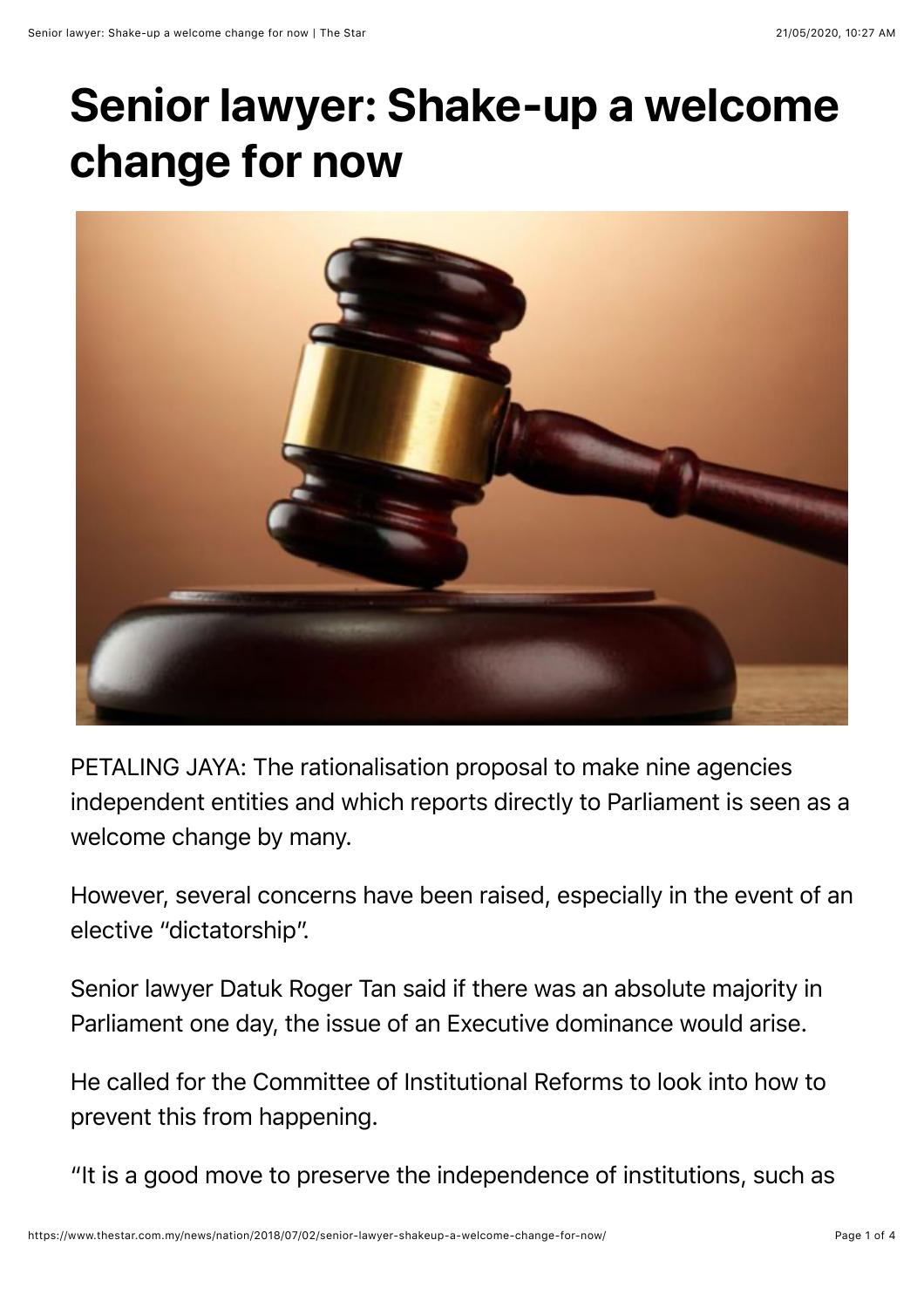# Senior lawyer: Shake-up a welcome change for now

PETALING JAYA: The rationalisation proposal to make nine agencies independent entities and which reports directly to Parliament is seen as a welcome change by many.

However, several concerns have been raised, especially in the event of an elective "dictatorship".

Senior lawyer Datuk Roger Tan said if there was an absolute majority in Parliament one day, the issue of an Executive dominance would arise.

He called for the Committee of Institutional Reforms to look into how to prevent this from happening.

"It is a good move to preserve the independence of institutions, such as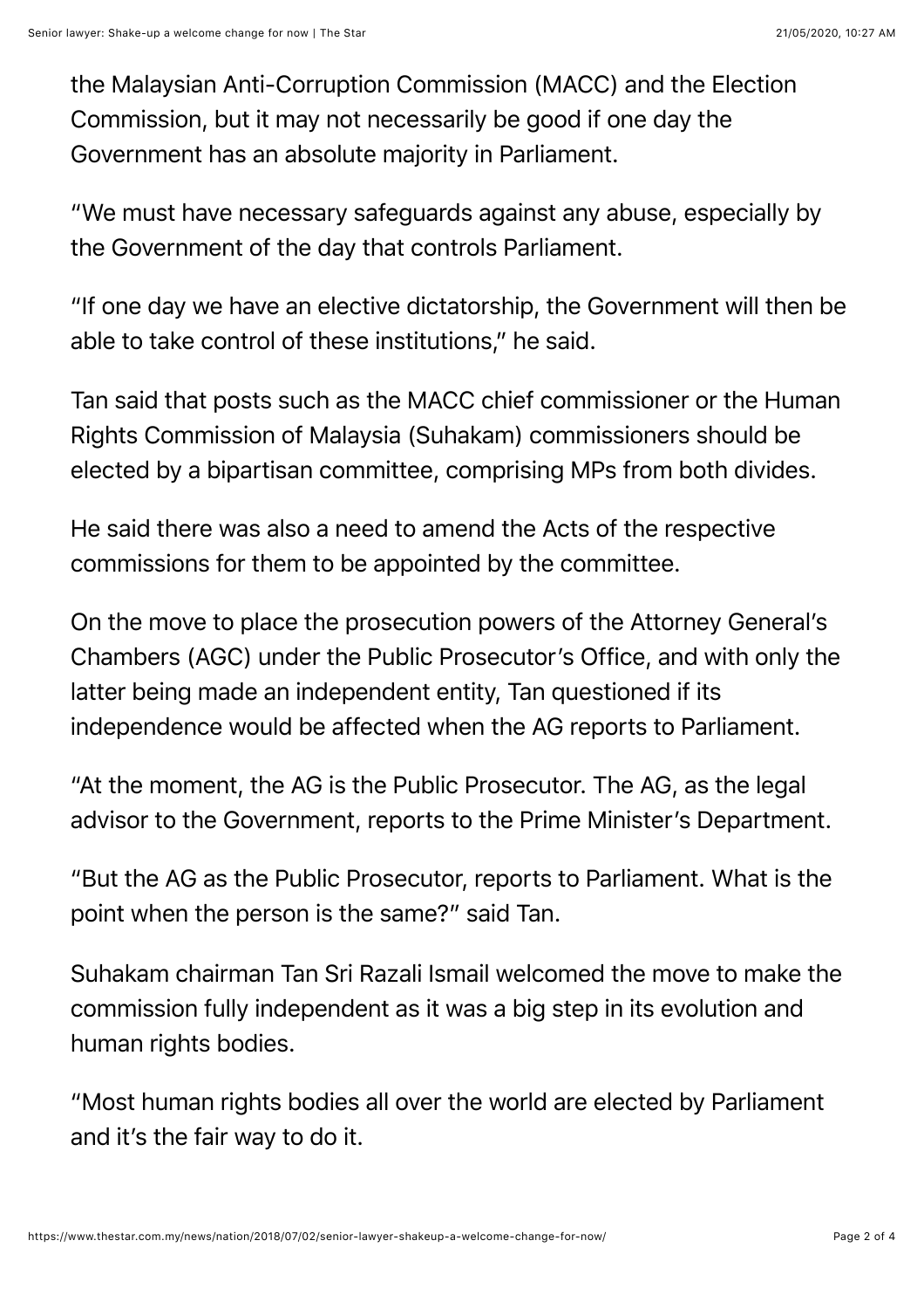the Malaysian Anti-Corruption Commission (MACC) and the Election Commission, but it may not necessarily be good if one day the Government has an absolute majority in Parliament.

"We must have necessary safeguards against any abuse, especially by the Government of the day that controls Parliament.

"If one day we have an elective dictatorship, the Government will then be able to take control of these institutions," he said.

Tan said that posts such as the MACC chief commissioner or the Human Rights Commission of Malaysia (Suhakam) commissioners should be elected by a bipartisan committee, comprising MPs from both divides.

He said there was also a need to amend the Acts of the respective commissions for them to be appointed by the committee.

On the move to place the prosecution powers of the Attorney General's Chambers (AGC) under the Public Prosecutor's Office, and with only the latter being made an independent entity, Tan questioned if its independence would be affected when the AG reports to Parliament.

"At the moment, the AG is the Public Prosecutor. The AG, as the legal advisor to the Government, reports to the Prime Minister's Department.

"But the AG as the Public Prosecutor, reports to Parliament. What is the point when the person is the same?" said Tan.

Suhakam chairman Tan Sri Razali Ismail welcomed the move to make the commission fully independent as it was a big step in its evolution and human rights bodies.

"Most human rights bodies all over the world are elected by Parliament and it's the fair way to do it.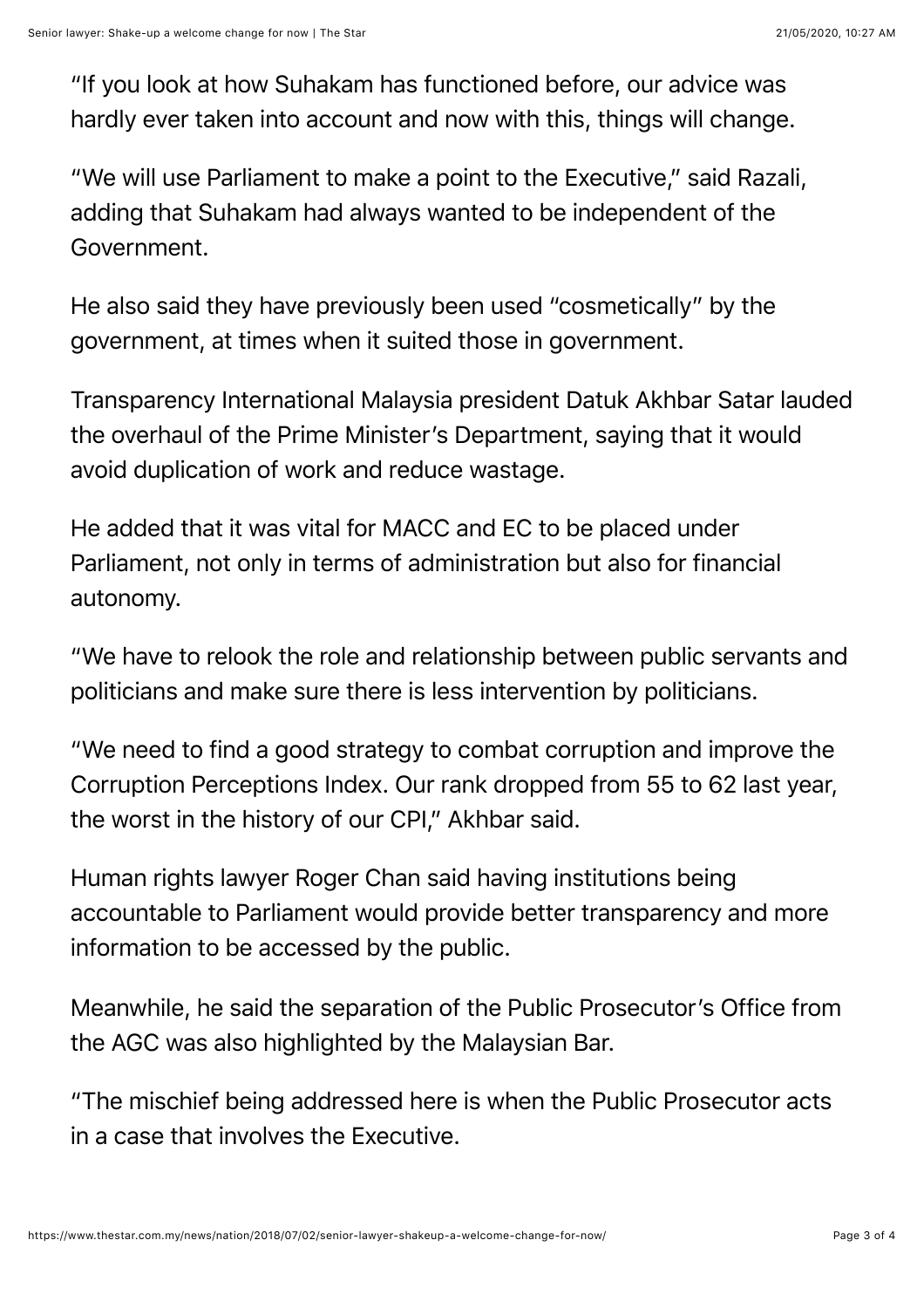"If you look at how Suhakam has functioned before, our advice was hardly ever taken into account and now with this, things will change.

"We will use Parliament to make a point to the Executive," said Razali, adding that Suhakam had always wanted to be independent of the Government.

He also said they have previously been used "cosmetically" by the government, at times when it suited those in government.

Transparency International Malaysia president Datuk Akhbar Satar lauded the overhaul of the Prime Minister's Department, saying that it would avoid duplication of work and reduce wastage.

He added that it was vital for MACC and EC to be placed under Parliament, not only in terms of administration but also for financial autonomy.

"We have to relook the role and relationship between public servants and politicians and make sure there is less intervention by politicians.

"We need to find a good strategy to combat corruption and improve the Corruption Perceptions Index. Our rank dropped from 55 to 62 last year, the worst in the history of our CPI," Akhbar said.

Human rights lawyer Roger Chan said having institutions being accountable to Parliament would provide better transparency and more information to be accessed by the public.

Meanwhile, he said the separation of the Public Prosecutor's Office from the AGC was also highlighted by the Malaysian Bar.

"The mischief being addressed here is when the Public Prosecutor acts in a case that involves the Executive.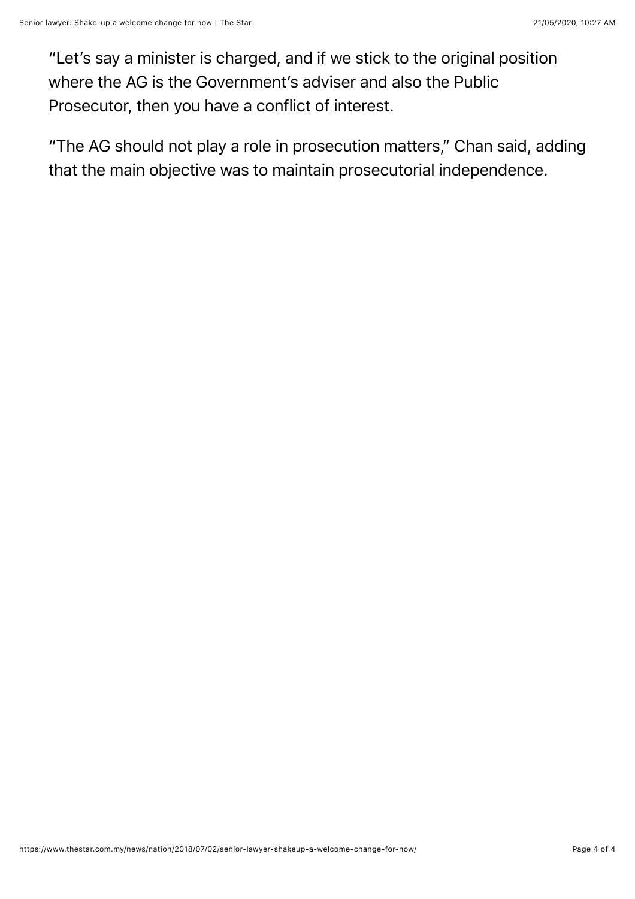"Let's say a minister is charged, and if we stick to the original position where the AG is the Government's adviser and also the Public Prosecutor, then you have a conflict of interest.

"The AG should not play a role in prosecution matters," Chan said, adding that the main objective was to maintain prosecutorial independence.